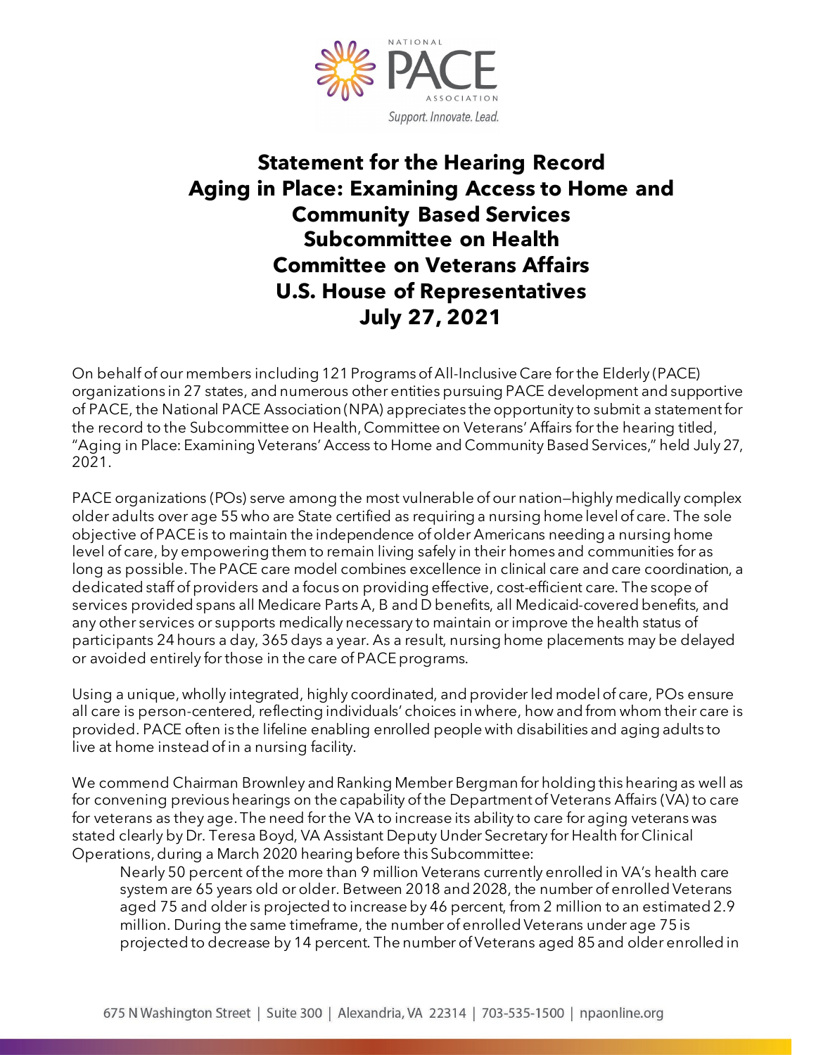# Statement for the Hearing Record
# Aging in Place: Examining Access to Home and Community Based Services
# Subcommittee on Health
# Committee on Veterans Affairs
# U.S. House of Representatives
# July 27, 2021

On behalf of our members including 121 Programs of All-Inclusive Care for the Elderly (PACE) organizations in 27 states, and numerous other entities pursuing PACE development and supportive of PACE, the National PACE Association (NPA) appreciates the opportunity to submit a statement for the record to the Subcommittee on Health, Committee on Veterans' Affairs for the hearing titled, "Aging in Place: Examining Veterans' Access to Home and Community Based Services," held July 27, 2021.

PACE organizations (POs) serve among the most vulnerable of our nation—highly medically complex older adults over age 55 who are State certified as requiring a nursing home level of care. The sole objective of PACE is to maintain the independence of older Americans needing a nursing home level of care, by empowering them to remain living safely in their homes and communities for as long as possible. The PACE care model combines excellence in clinical care and care coordination, a dedicated staff of providers and a focus on providing effective, cost-efficient care. The scope of services provided spans all Medicare Parts A, B and D benefits, all Medicaid-covered benefits, and any other services or supports medically necessary to maintain or improve the health status of participants 24 hours a day, 365 days a year. As a result, nursing home placements may be delayed or avoided entirely for those in the care of PACE programs.

Using a unique, wholly integrated, highly coordinated, and provider led model of care, POs ensure all care is person-centered, reflecting individuals' choices in where, how and from whom their care is provided. PACE often is the lifeline enabling enrolled people with disabilities and aging adults to live at home instead of in a nursing facility.

We commend Chairman Brownley and Ranking Member Bergman for holding this hearing as well as for convening previous hearings on the capability of the Department of Veterans Affairs (VA) to care for veterans as they age. The need for the VA to increase its ability to care for aging veterans was stated clearly by Dr. Teresa Boyd, VA Assistant Deputy Under Secretary for Health for Clinical Operations, during a March 2020 hearing before this Subcommittee:

> Nearly 50 percent of the more than 9 million Veterans currently enrolled in VA's health care system are 65 years old or older. Between 2018 and 2028, the number of enrolled Veterans aged 75 and older is projected to increase by 46 percent, from 2 million to an estimated 2.9 million. During the same timeframe, the number of enrolled Veterans under age 75 is projected to decrease by 14 percent. The number of Veterans aged 85 and older enrolled in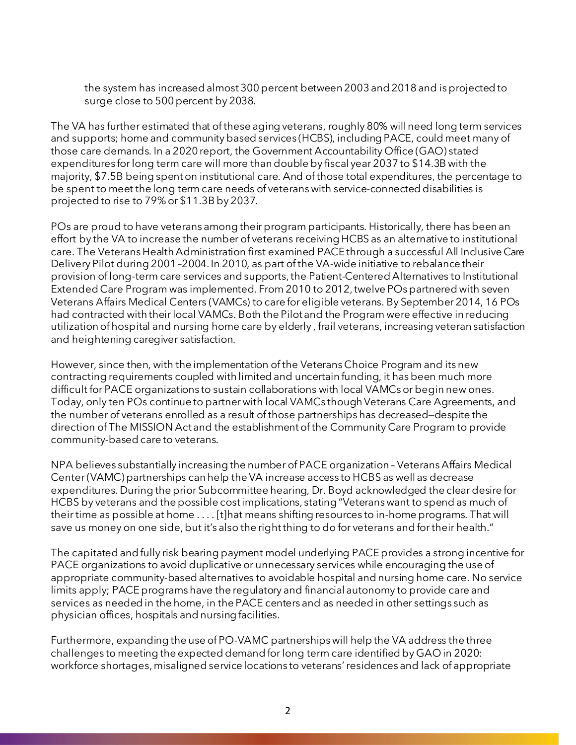> the system has increased almost 300 percent between 2003 and 2018 and is projected to surge close to 500 percent by 2038.

The VA has further estimated that of these aging veterans, roughly 80% will need long term services and supports; home and community based services (HCBS), including PACE, could meet many of those care demands. In a 2020 report, the Government Accountability Office (GAO) stated expenditures for long term care will more than double by fiscal year 2037 to $14.3B with the majority, $7.5B being spent on institutional care. And of those total expenditures, the percentage to be spent to meet the long term care needs of veterans with service-connected disabilities is projected to rise to 79% or $11.3B by 2037.

POs are proud to have veterans among their program participants. Historically, there has been an effort by the VA to increase the number of veterans receiving HCBS as an alternative to institutional care. The Veterans Health Administration first examined PACE through a successful All Inclusive Care Delivery Pilot during 2001–2004. In 2010, as part of the VA-wide initiative to rebalance their provision of long-term care services and supports, the Patient-Centered Alternatives to Institutional Extended Care Program was implemented. From 2010 to 2012, twelve POs partnered with seven Veterans Affairs Medical Centers (VAMCs) to care for eligible veterans. By September 2014, 16 POs had contracted with their local VAMCs. Both the Pilot and the Program were effective in reducing utilization of hospital and nursing home care by elderly, frail veterans, increasing veteran satisfaction and heightening caregiver satisfaction.

However, since then, with the implementation of the Veterans Choice Program and its new contracting requirements coupled with limited and uncertain funding, it has been much more difficult for PACE organizations to sustain collaborations with local VAMCs or begin new ones. Today, only ten POs continue to partner with local VAMCs though Veterans Care Agreements, and the number of veterans enrolled as a result of those partnerships has decreased—despite the direction of The MISSION Act and the establishment of the Community Care Program to provide community-based care to veterans.

NPA believes substantially increasing the number of PACE organization – Veterans Affairs Medical Center (VAMC) partnerships can help the VA increase access to HCBS as well as decrease expenditures. During the prior Subcommittee hearing, Dr. Boyd acknowledged the clear desire for HCBS by veterans and the possible cost implications, stating "Veterans want to spend as much of their time as possible at home . . . . [t]hat means shifting resources to in-home programs. That will save us money on one side, but it's also the right thing to do for veterans and for their health."

The capitated and fully risk bearing payment model underlying PACE provides a strong incentive for PACE organizations to avoid duplicative or unnecessary services while encouraging the use of appropriate community-based alternatives to avoidable hospital and nursing home care. No service limits apply; PACE programs have the regulatory and financial autonomy to provide care and services as needed in the home, in the PACE centers and as needed in other settings such as physician offices, hospitals and nursing facilities.

Furthermore, expanding the use of PO-VAMC partnerships will help the VA address the three challenges to meeting the expected demand for long term care identified by GAO in 2020: workforce shortages, misaligned service locations to veterans' residences and lack of appropriate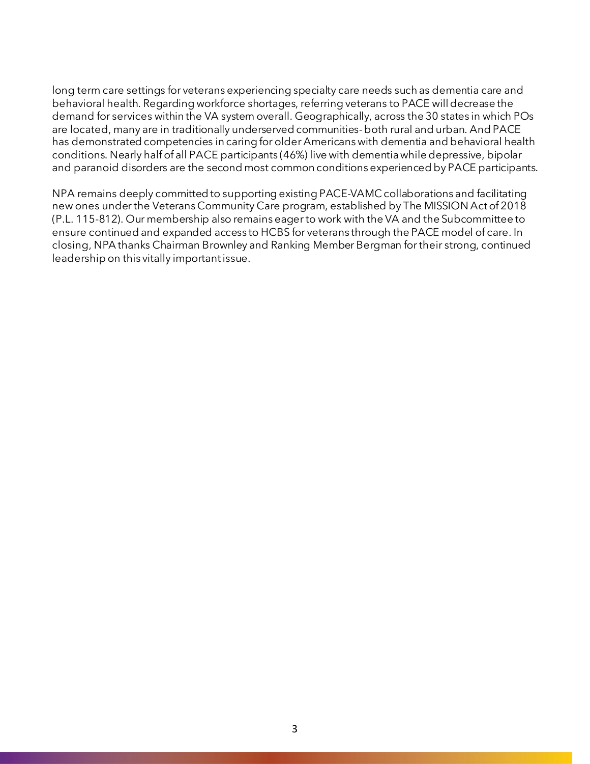long term care settings for veterans experiencing specialty care needs such as dementia care and behavioral health. Regarding workforce shortages, referring veterans to PACE will decrease the demand for services within the VA system overall. Geographically, across the 30 states in which POs are located, many are in traditionally underserved communities- both rural and urban. And PACE has demonstrated competencies in caring for older Americans with dementia and behavioral health conditions. Nearly half of all PACE participants (46%) live with dementia while depressive, bipolar and paranoid disorders are the second most common conditions experienced by PACE participants.

NPA remains deeply committed to supporting existing PACE-VAMC collaborations and facilitating new ones under the Veterans Community Care program, established by The MISSION Act of 2018 (P.L. 115-812). Our membership also remains eager to work with the VA and the Subcommittee to ensure continued and expanded access to HCBS for veterans through the PACE model of care. In closing, NPA thanks Chairman Brownley and Ranking Member Bergman for their strong, continued leadership on this vitally important issue.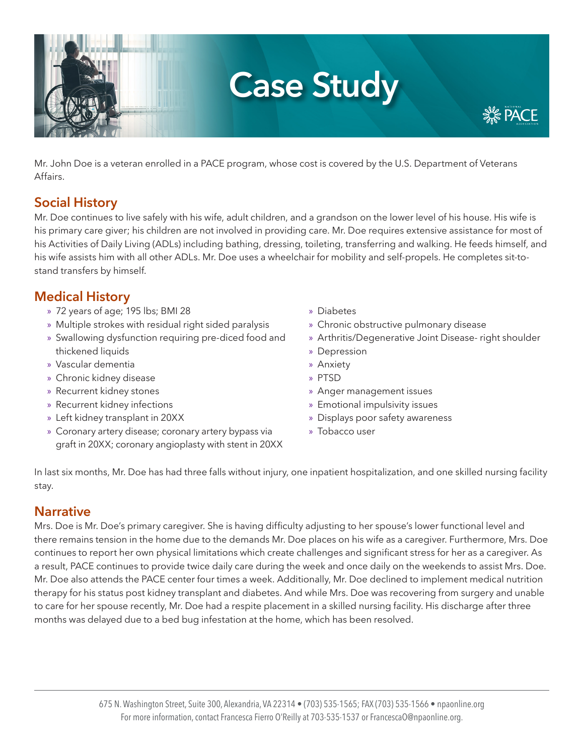# Case Study

Mr. John Doe is a veteran enrolled in a PACE program, whose cost is covered by the U.S. Department of Veterans Affairs.

## Social History

Mr. Doe continues to live safely with his wife, adult children, and a grandson on the lower level of his house. His wife is his primary care giver; his children are not involved in providing care. Mr. Doe requires extensive assistance for most of his Activities of Daily Living (ADLs) including bathing, dressing, toileting, transferring and walking. He feeds himself, and his wife assists him with all other ADLs. Mr. Doe uses a wheelchair for mobility and self-propels. He completes sit-to-stand transfers by himself.

## Medical History

- 72 years of age; 195 lbs; BMI 28
- Multiple strokes with residual right sided paralysis
- Swallowing dysfunction requiring pre-diced food and thickened liquids
- Vascular dementia
- Chronic kidney disease
- Recurrent kidney stones
- Recurrent kidney infections
- Left kidney transplant in 20XX
- Coronary artery disease; coronary artery bypass via graft in 20XX; coronary angioplasty with stent in 20XX
- Diabetes
- Chronic obstructive pulmonary disease
- Arthritis/Degenerative Joint Disease- right shoulder
- Depression
- Anxiety
- PTSD
- Anger management issues
- Emotional impulsivity issues
- Displays poor safety awareness
- Tobacco user

In last six months, Mr. Doe has had three falls without injury, one inpatient hospitalization, and one skilled nursing facility stay.

## Narrative

Mrs. Doe is Mr. Doe's primary caregiver. She is having difficulty adjusting to her spouse's lower functional level and there remains tension in the home due to the demands Mr. Doe places on his wife as a caregiver. Furthermore, Mrs. Doe continues to report her own physical limitations which create challenges and significant stress for her as a caregiver. As a result, PACE continues to provide twice daily care during the week and once daily on the weekends to assist Mrs. Doe. Mr. Doe also attends the PACE center four times a week. Additionally, Mr. Doe declined to implement medical nutrition therapy for his status post kidney transplant and diabetes. And while Mrs. Doe was recovering from surgery and unable to care for her spouse recently, Mr. Doe had a respite placement in a skilled nursing facility. His discharge after three months was delayed due to a bed bug infestation at the home, which has been resolved.

675 N. Washington Street, Suite 300, Alexandria, VA 22314 • (703) 535-1565; FAX (703) 535-1566 • npaonline.org
For more information, contact Francesca Fierro O'Reilly at 703-535-1537 or FrancescaO@npaonline.org.